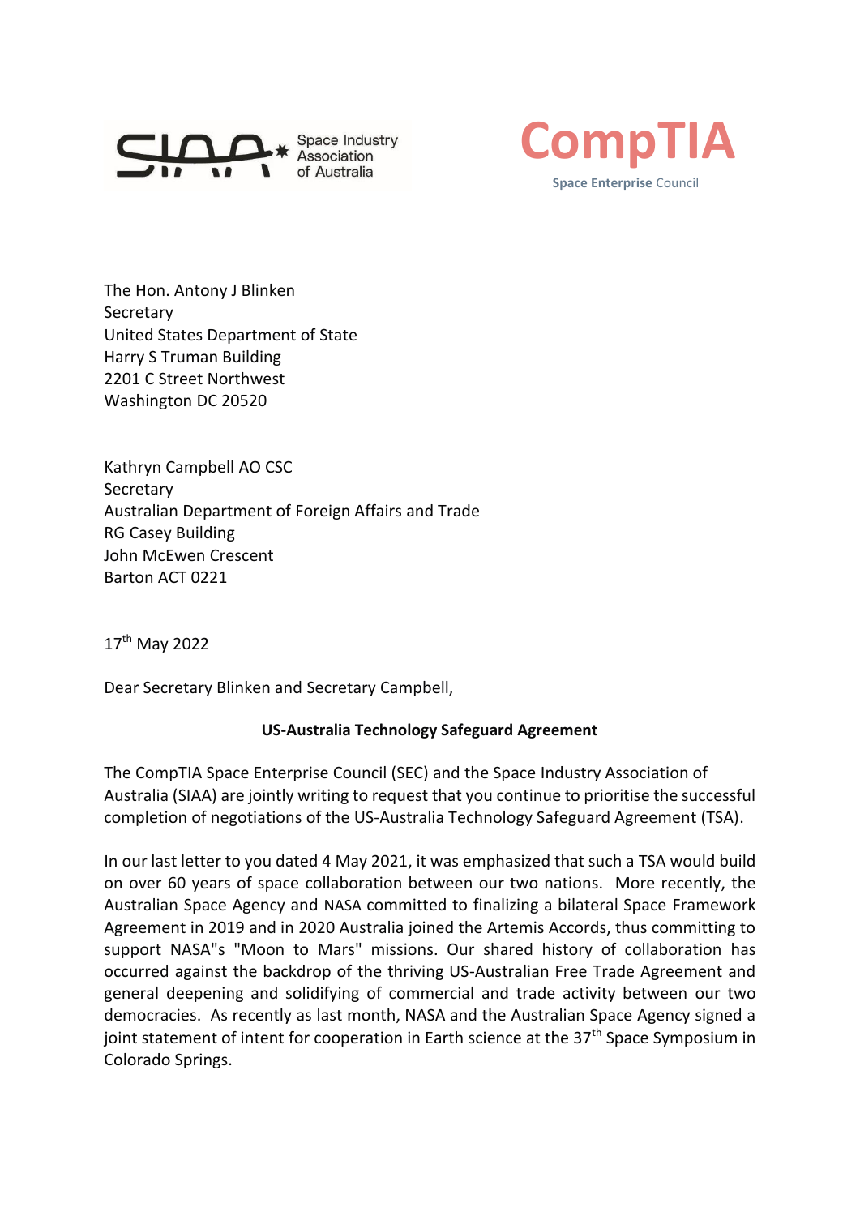Space Industry Association of Australia

CompTIA
Space Enterprise Council

The Hon. Antony J Blinken
Secretary
United States Department of State
Harry S Truman Building
2201 C Street Northwest
Washington DC 20520

Kathryn Campbell AO CSC
Secretary
Australian Department of Foreign Affairs and Trade
RG Casey Building
John McEwen Crescent
Barton ACT 0221

17th May 2022

Dear Secretary Blinken and Secretary Campbell,

**US-Australia Technology Safeguard Agreement**

The CompTIA Space Enterprise Council (SEC) and the Space Industry Association of Australia (SIAA) are jointly writing to request that you continue to prioritise the successful completion of negotiations of the US-Australia Technology Safeguard Agreement (TSA).

In our last letter to you dated 4 May 2021, it was emphasized that such a TSA would build on over 60 years of space collaboration between our two nations. More recently, the Australian Space Agency and NASA committed to finalizing a bilateral Space Framework Agreement in 2019 and in 2020 Australia joined the Artemis Accords, thus committing to support NASA"s "Moon to Mars" missions. Our shared history of collaboration has occurred against the backdrop of the thriving US-Australian Free Trade Agreement and general deepening and solidifying of commercial and trade activity between our two democracies. As recently as last month, NASA and the Australian Space Agency signed a joint statement of intent for cooperation in Earth science at the 37th Space Symposium in Colorado Springs.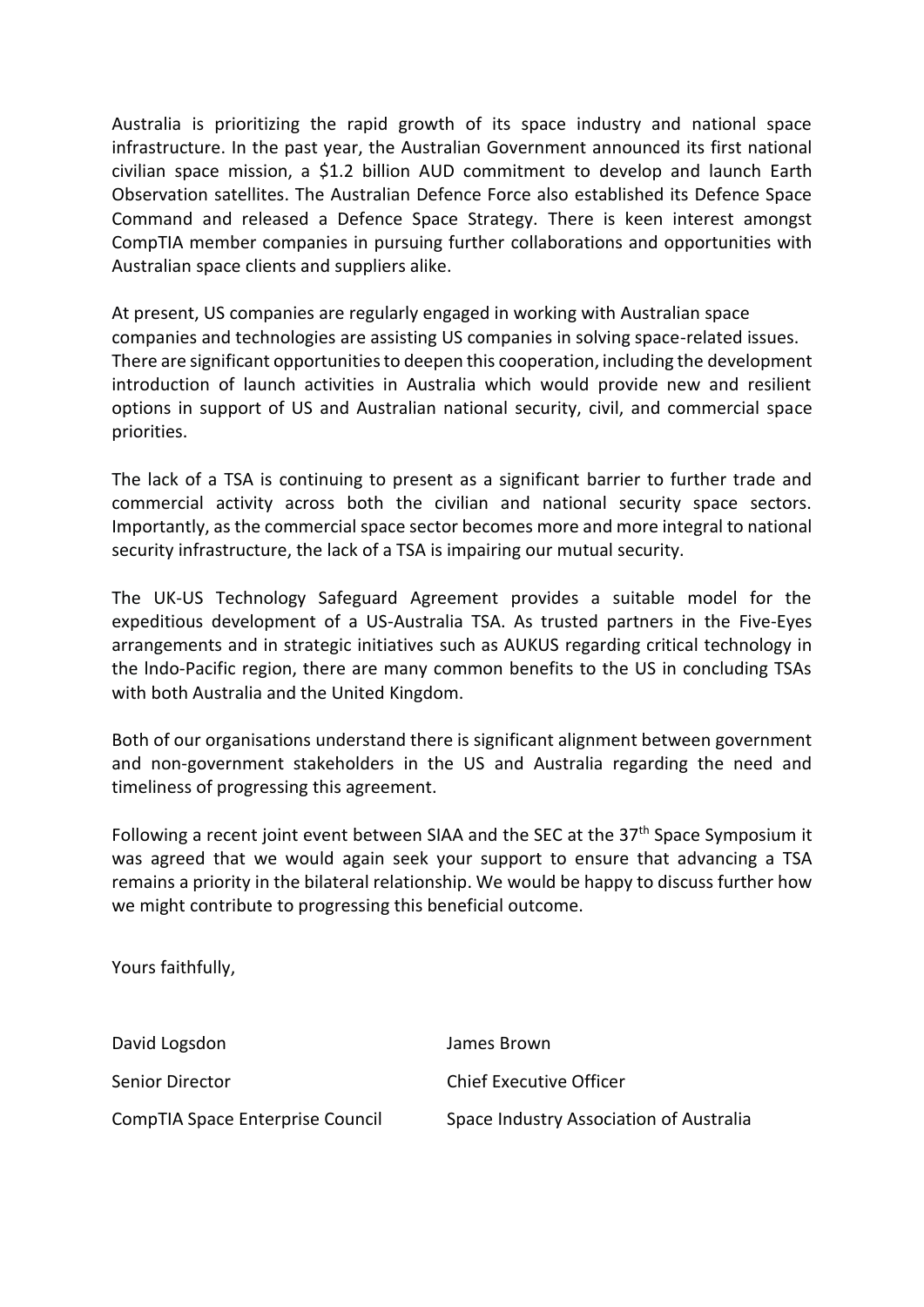Australia is prioritizing the rapid growth of its space industry and national space infrastructure. In the past year, the Australian Government announced its first national civilian space mission, a $1.2 billion AUD commitment to develop and launch Earth Observation satellites. The Australian Defence Force also established its Defence Space Command and released a Defence Space Strategy. There is keen interest amongst CompTIA member companies in pursuing further collaborations and opportunities with Australian space clients and suppliers alike.

At present, US companies are regularly engaged in working with Australian space companies and technologies are assisting US companies in solving space-related issues. There are significant opportunities to deepen this cooperation, including the development introduction of launch activities in Australia which would provide new and resilient options in support of US and Australian national security, civil, and commercial space priorities.

The lack of a TSA is continuing to present as a significant barrier to further trade and commercial activity across both the civilian and national security space sectors. Importantly, as the commercial space sector becomes more and more integral to national security infrastructure, the lack of a TSA is impairing our mutual security.

The UK-US Technology Safeguard Agreement provides a suitable model for the expeditious development of a US-Australia TSA. As trusted partners in the Five-Eyes arrangements and in strategic initiatives such as AUKUS regarding critical technology in the Indo-Pacific region, there are many common benefits to the US in concluding TSAs with both Australia and the United Kingdom.

Both of our organisations understand there is significant alignment between government and non-government stakeholders in the US and Australia regarding the need and timeliness of progressing this agreement.

Following a recent joint event between SIAA and the SEC at the 37th Space Symposium it was agreed that we would again seek your support to ensure that advancing a TSA remains a priority in the bilateral relationship. We would be happy to discuss further how we might contribute to progressing this beneficial outcome.

Yours faithfully,

David Logsdon
Senior Director
CompTIA Space Enterprise Council

James Brown
Chief Executive Officer
Space Industry Association of Australia